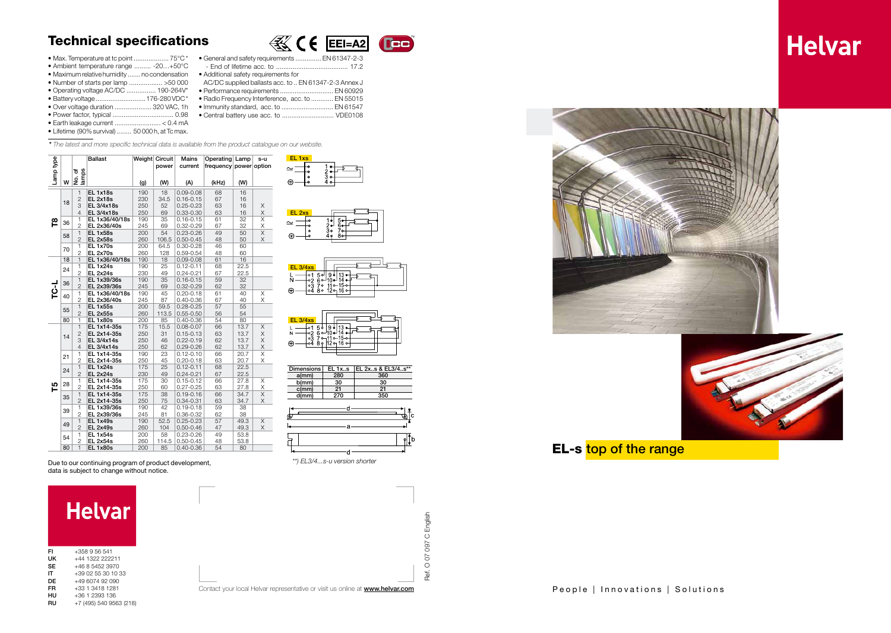# Technical specifications

- Max. Temperature at tc point .................. 75°C*
- Ambient temperature range ......... -20...+50°C
- Maximum relative humidity ....... no condensation
- Number of starts per lamp ................. >50 000
- Operating voltage AC/DC ............... 190-264V*
- Battery voltage .......................... 176-280 VDC*
- Over voltage duration .................... 320 VAC, 1h
- Power factor, typical .................................. 0.98
- Earth leakage current ......................... < 0.4 mA
- Lifetime (90% survival) ........ 50 000 h, at Tc max.

- General and safety requirements .............. EN 61347-2-3
  - End of lifetime acc. to ....................................... 17.2
- Additional safety requirements for
  AC/DC supplied ballasts acc. to .. EN 61347-2-3 Annex J
- Performance requirements ............................. EN 60929
- Radio Frequency Interference, acc. to ............ EN 55015
- Immunity standard, acc. to ............................ EN 61547
- Central battery use acc. to ............................ VDE0108

EEI=A2

*\* The latest and more specific technical data is available from the product catalogue on our website.*

| Lamp type | W | No. of lamps | Ballast | Weight (g) | Circuit power (W) | Mains current (A) | Operating frequency (kHz) | Lamp power (W) | s-u option |
|---|---|---|---|---|---|---|---|---|---|
| T8 | 18 | 1 | EL 1x18s | 190 | 18 | 0.09-0.08 | 68 | 16 | |
| | | 2 | EL 2x18s | 230 | 34.5 | 0.16-0.15 | 67 | 16 | |
| | | 3 | EL 3/4x18s | 250 | 52 | 0.25-0.23 | 63 | 16 | X |
| | | 4 | EL 3/4x18s | 250 | 69 | 0.33-0.30 | 63 | 16 | X |
| | 36 | 1 | EL 1x36/40/18s | 190 | 35 | 0.16-0.15 | 61 | 32 | X |
| | | 2 | EL 2x36/40s | 245 | 69 | 0.32-0.29 | 67 | 32 | X |
| | 58 | 1 | EL 1x58s | 200 | 54 | 0.23-0.26 | 49 | 50 | X |
| | | 2 | EL 2x58s | 260 | 106.5 | 0.50-0.45 | 48 | 50 | X |
| | 70 | 1 | EL 1x70s | 200 | 64.5 | 0.30-0.28 | 46 | 60 | |
| | | 2 | EL 2x70s | 260 | 128 | 0.59-0.54 | 48 | 60 | |
| TC-L | 18 | 1 | EL 1x36/40/18s | 190 | 18 | 0.09-0.08 | 61 | 16 | |
| | 24 | 1 | EL 1x24s | 190 | 25 | 0.12-0.11 | 68 | 22.5 | |
| | | 2 | EL 2x24s | 230 | 49 | 0.24-0.21 | 67 | 22.5 | |
| | 36 | 1 | EL 1x39/36s | 190 | 35 | 0.16-0.15 | 59 | 32 | |
| | | 2 | EL 2x39/36s | 245 | 69 | 0.32-0.29 | 62 | 32 | |
| | 40 | 1 | EL 1x36/40/18s | 190 | 45 | 0.20-0.18 | 61 | 40 | X |
| | | 2 | EL 2x36/40s | 245 | 87 | 0.40-0.36 | 67 | 40 | X |
| | 55 | 1 | EL 1x55s | 200 | 59.5 | 0.28-0.25 | 57 | 55 | |
| | | 2 | EL 2x55s | 260 | 113.5 | 0.55-0.50 | 56 | 54 | |
| | 80 | 1 | EL 1x80s | 200 | 85 | 0.40-0.36 | 54 | 80 | |
| T5 | 14 | 1 | EL 1x14-35s | 175 | 15.5 | 0.08-0.07 | 66 | 13.7 | X |
| | | 2 | EL 2x14-35s | 250 | 31 | 0.15-0.13 | 63 | 13.7 | X |
| | | 3 | EL 3/4x14s | 250 | 46 | 0.22-0.19 | 62 | 13.7 | X |
| | | 4 | EL 3/4x14s | 250 | 62 | 0.29-0.26 | 62 | 13.7 | X |
| | 21 | 1 | EL 1x14-35s | 190 | 23 | 0.12-0.10 | 66 | 20.7 | X |
| | | 2 | EL 2x14-35s | 250 | 45 | 0.20-0.18 | 63 | 20.7 | X |
| | 24 | 1 | EL 1x24s | 175 | 25 | 0.12-0.11 | 68 | 22.5 | |
| | | 2 | EL 2x24s | 230 | 49 | 0.24-0.21 | 67 | 22.5 | |
| | 28 | 1 | EL 1x14-35s | 175 | 30 | 0.15-0.12 | 66 | 27.8 | X |
| | | 2 | EL 2x14-35s | 250 | 60 | 0.27-0.25 | 63 | 27.8 | X |
| | 35 | 1 | EL 1x14-35s | 175 | 38 | 0.19-0.16 | 66 | 34.7 | X |
| | | 2 | EL 2x14-35s | 250 | 75 | 0.34-0.31 | 63 | 34.7 | X |
| | 39 | 1 | EL 1x39/36s | 190 | 42 | 0.19-0.18 | 59 | 38 | |
| | | 2 | EL 2x39/36s | 245 | 81 | 0.36-0.32 | 62 | 38 | |
| | 49 | 1 | EL 1x49s | 190 | 52.5 | 0.25-0.23 | 57 | 49.3 | X |
| | | 2 | EL 2x49s | 260 | 104 | 0.50-0.46 | 47 | 49.3 | X |
| | 54 | 1 | EL 1x54s | 200 | 58 | 0.23-0.26 | 49 | 53.8 | |
| | | 2 | EL 2x54s | 260 | 114.5 | 0.50-0.45 | 48 | 53.8 | |
| | 80 | 1 | EL 1x80s | 200 | 85 | 0.40-0.36 | 54 | 80 | |

Due to our continuing program of product development, data is subject to change without notice.

EL 1xs

EL 2xs

EL 3/4xs

EL 3/4xs

| Dimensions | EL 1x..s | EL 2x..s & EL3/4..s** |
|---|---|---|
| a(mm) | 280 | 360 |
| b(mm) | 30 | 30 |
| c(mm) | 21 | 21 |
| d(mm) | 270 | 350 |

*\*\*) EL3/4...s-u version shorter*

# Helvar

FI +358 9 56 541
UK +44 1322 222211
SE +46 8 5452 3970
IT +39 02 55 30 10 33
DE +49 6074 92 090
FR +33 1 3418 1281
HU +36 1 2393 136
RU +7 (495) 540 9563 (218)

Contact your local Helvar representative or visit us online at **www.helvar.com**

Ref. O 07 097 C English

# Helvar

## EL-s top of the range

People | Innovations | Solutions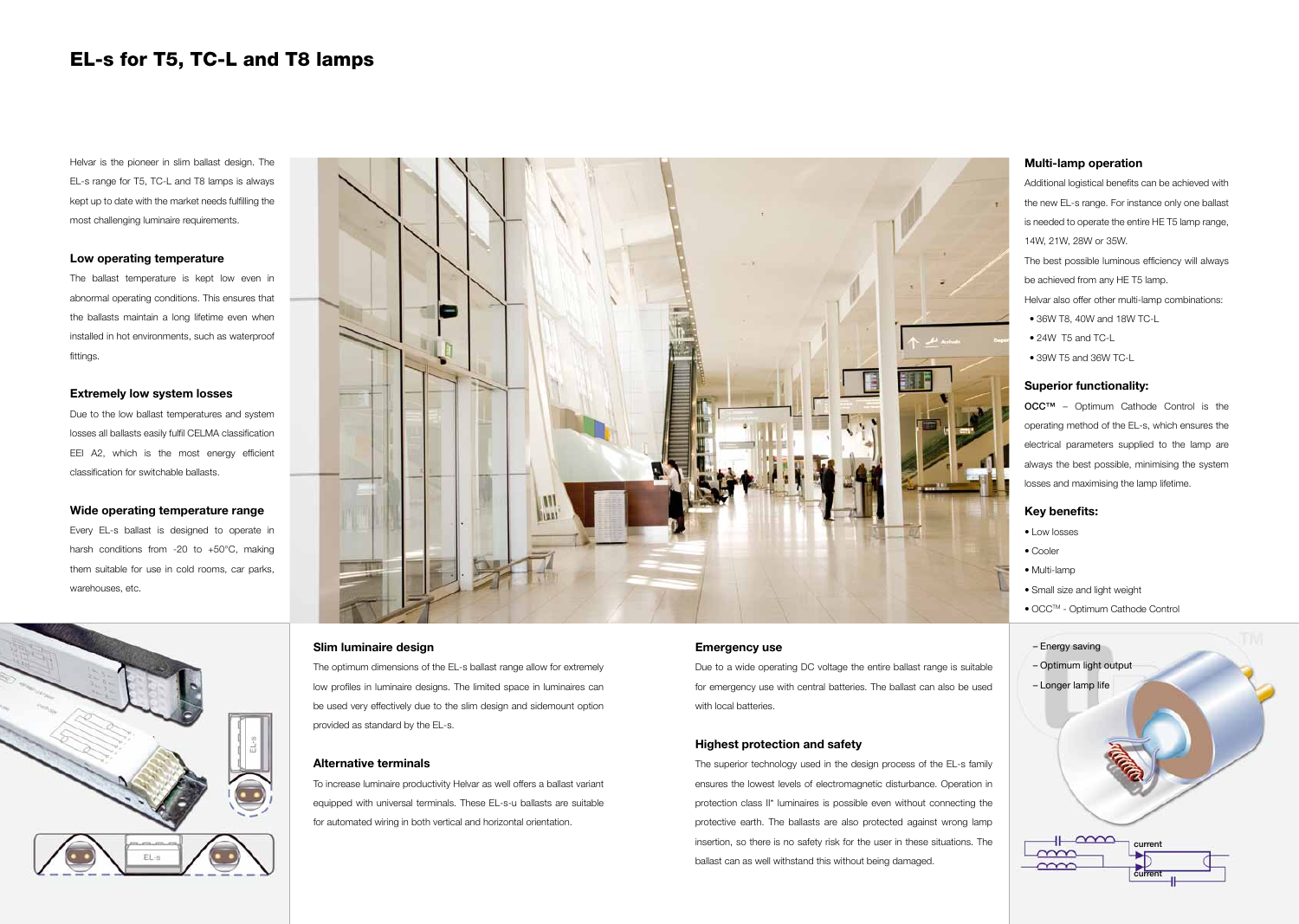# EL-s for T5, TC-L and T8 lamps

Helvar is the pioneer in slim ballast design. The EL-s range for T5, TC-L and T8 lamps is always kept up to date with the market needs fulfilling the most challenging luminaire requirements.

### Low operating temperature

The ballast temperature is kept low even in abnormal operating conditions. This ensures that the ballasts maintain a long lifetime even when installed in hot environments, such as waterproof fittings.

### Extremely low system losses

Due to the low ballast temperatures and system losses all ballasts easily fulfil CELMA classification EEI A2, which is the most energy efficient classification for switchable ballasts.

### Wide operating temperature range

Every EL-s ballast is designed to operate in harsh conditions from -20 to +50°C, making them suitable for use in cold rooms, car parks, warehouses, etc.

### Slim luminaire design

The optimum dimensions of the EL-s ballast range allow for extremely low profiles in luminaire designs. The limited space in luminaires can be used very effectively due to the slim design and sidemount option provided as standard by the EL-s.

### Alternative terminals

To increase luminaire productivity Helvar as well offers a ballast variant equipped with universal terminals. These EL-s-u ballasts are suitable for automated wiring in both vertical and horizontal orientation.

### Emergency use

Due to a wide operating DC voltage the entire ballast range is suitable for emergency use with central batteries. The ballast can also be used with local batteries.

### Highest protection and safety

The superior technology used in the design process of the EL-s family ensures the lowest levels of electromagnetic disturbance. Operation in protection class II* luminaires is possible even without connecting the protective earth. The ballasts are also protected against wrong lamp insertion, so there is no safety risk for the user in these situations. The ballast can as well withstand this without being damaged.

### Multi-lamp operation

Additional logistical benefits can be achieved with the new EL-s range. For instance only one ballast is needed to operate the entire HE T5 lamp range, 14W, 21W, 28W or 35W.

The best possible luminous efficiency will always be achieved from any HE T5 lamp.

Helvar also offer other multi-lamp combinations:

- 36W T8, 40W and 18W TC-L
- 24W T5 and TC-L
- 39W T5 and 36W TC-L

### Superior functionality:

**OCC™** – Optimum Cathode Control is the operating method of the EL-s, which ensures the electrical parameters supplied to the lamp are always the best possible, minimising the system losses and maximising the lamp lifetime.

### Key benefits:

- Low losses
- Cooler
- Multi-lamp
- Small size and light weight
- OCC™ - Optimum Cathode Control

– Energy saving
– Optimum light output
– Longer lamp life

current
current